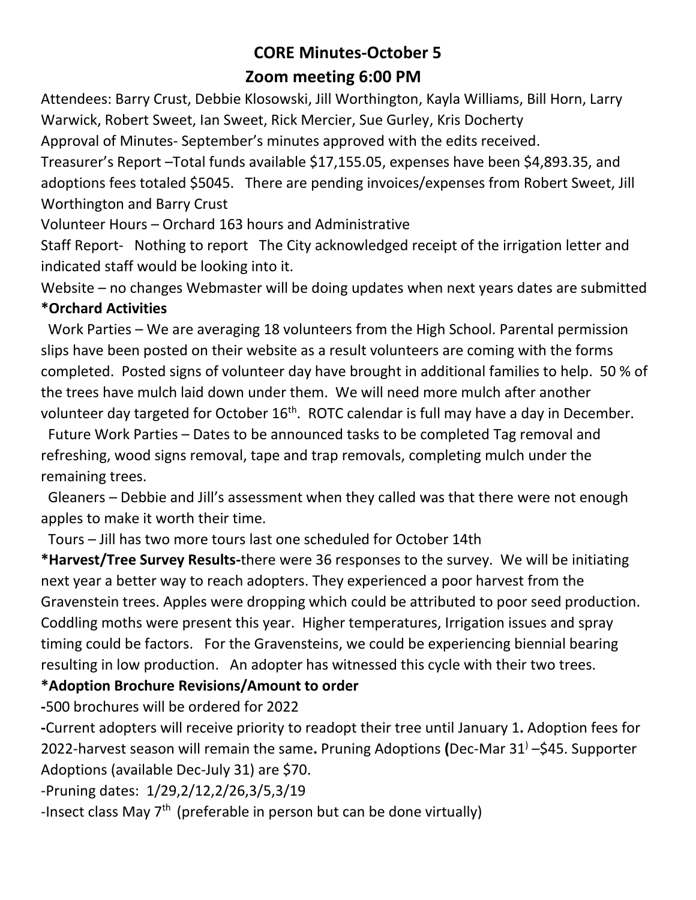# CORE Minutes-October 5

## Zoom meeting 6:00 PM

Attendees: Barry Crust, Debbie Klosowski, Jill Worthington, Kayla Williams, Bill Horn, Larry Warwick, Robert Sweet, Ian Sweet, Rick Mercier, Sue Gurley, Kris Docherty

Approval of Minutes- September's minutes approved with the edits received.

Treasurer's Report –Total funds available $17,155.05, expenses have been $4,893.35, and adoptions fees totaled $5045. There are pending invoices/expenses from Robert Sweet, Jill Worthington and Barry Crust

Volunteer Hours – Orchard 163 hours and Administrative

Staff Report- Nothing to report The City acknowledged receipt of the irrigation letter and indicated staff would be looking into it.

Website – no changes Webmaster will be doing updates when next years dates are submitted

**\*Orchard Activities**

Work Parties – We are averaging 18 volunteers from the High School. Parental permission slips have been posted on their website as a result volunteers are coming with the forms completed. Posted signs of volunteer day have brought in additional families to help. 50 % of the trees have mulch laid down under them. We will need more mulch after another volunteer day targeted for October 16th. ROTC calendar is full may have a day in December.

Future Work Parties – Dates to be announced tasks to be completed Tag removal and refreshing, wood signs removal, tape and trap removals, completing mulch under the remaining trees.

Gleaners – Debbie and Jill's assessment when they called was that there were not enough apples to make it worth their time.

Tours – Jill has two more tours last one scheduled for October 14th

**\*Harvest/Tree Survey Results-**there were 36 responses to the survey. We will be initiating next year a better way to reach adopters. They experienced a poor harvest from the Gravenstein trees. Apples were dropping which could be attributed to poor seed production. Coddling moths were present this year. Higher temperatures, Irrigation issues and spray timing could be factors. For the Gravensteins, we could be experiencing biennial bearing resulting in low production. An adopter has witnessed this cycle with their two trees.

**\*Adoption Brochure Revisions/Amount to order**

**-**500 brochures will be ordered for 2022

**-**Current adopters will receive priority to readopt their tree until January 1**.** Adoption fees for 2022-harvest season will remain the same**.** Pruning Adoptions **(**Dec-Mar 31) –$45. Supporter Adoptions (available Dec-July 31) are $70.

-Pruning dates: 1/29,2/12,2/26,3/5,3/19

-Insect class May 7th (preferable in person but can be done virtually)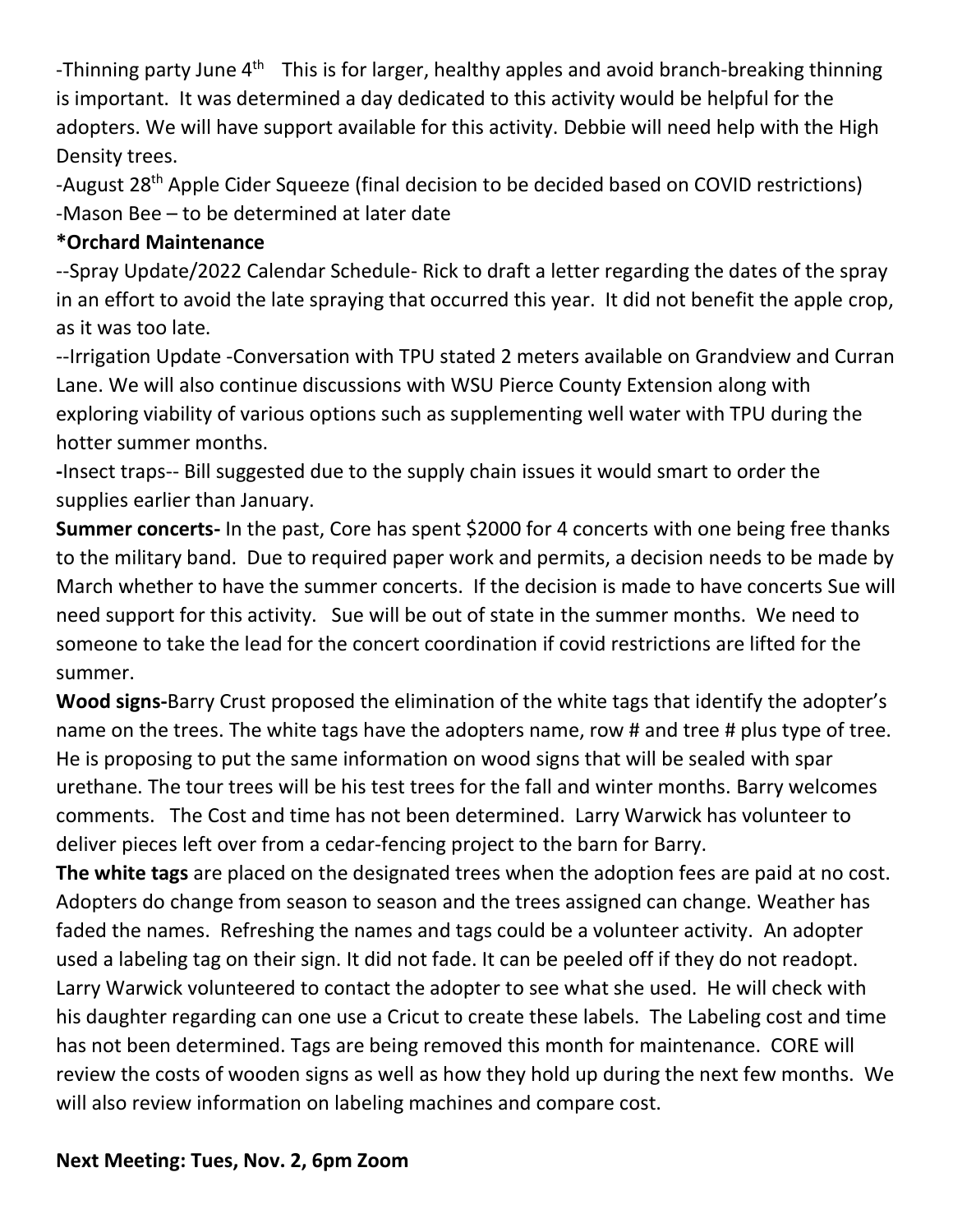-Thinning party June 4th  This is for larger, healthy apples and avoid branch-breaking thinning is important. It was determined a day dedicated to this activity would be helpful for the adopters. We will have support available for this activity. Debbie will need help with the High Density trees.

-August 28th Apple Cider Squeeze (final decision to be decided based on COVID restrictions)

-Mason Bee – to be determined at later date

**\*Orchard Maintenance**

--Spray Update/2022 Calendar Schedule- Rick to draft a letter regarding the dates of the spray in an effort to avoid the late spraying that occurred this year. It did not benefit the apple crop, as it was too late.

--Irrigation Update -Conversation with TPU stated 2 meters available on Grandview and Curran Lane. We will also continue discussions with WSU Pierce County Extension along with exploring viability of various options such as supplementing well water with TPU during the hotter summer months.

-Insect traps-- Bill suggested due to the supply chain issues it would smart to order the supplies earlier than January.

**Summer concerts-** In the past, Core has spent $2000 for 4 concerts with one being free thanks to the military band. Due to required paper work and permits, a decision needs to be made by March whether to have the summer concerts. If the decision is made to have concerts Sue will need support for this activity. Sue will be out of state in the summer months. We need to someone to take the lead for the concert coordination if covid restrictions are lifted for the summer.

**Wood signs-**Barry Crust proposed the elimination of the white tags that identify the adopter's name on the trees. The white tags have the adopters name, row # and tree # plus type of tree. He is proposing to put the same information on wood signs that will be sealed with spar urethane. The tour trees will be his test trees for the fall and winter months. Barry welcomes comments. The Cost and time has not been determined. Larry Warwick has volunteer to deliver pieces left over from a cedar-fencing project to the barn for Barry.

**The white tags** are placed on the designated trees when the adoption fees are paid at no cost. Adopters do change from season to season and the trees assigned can change. Weather has faded the names. Refreshing the names and tags could be a volunteer activity. An adopter used a labeling tag on their sign. It did not fade. It can be peeled off if they do not readopt. Larry Warwick volunteered to contact the adopter to see what she used. He will check with his daughter regarding can one use a Cricut to create these labels. The Labeling cost and time has not been determined. Tags are being removed this month for maintenance. CORE will review the costs of wooden signs as well as how they hold up during the next few months. We will also review information on labeling machines and compare cost.

**Next Meeting: Tues, Nov. 2, 6pm Zoom**